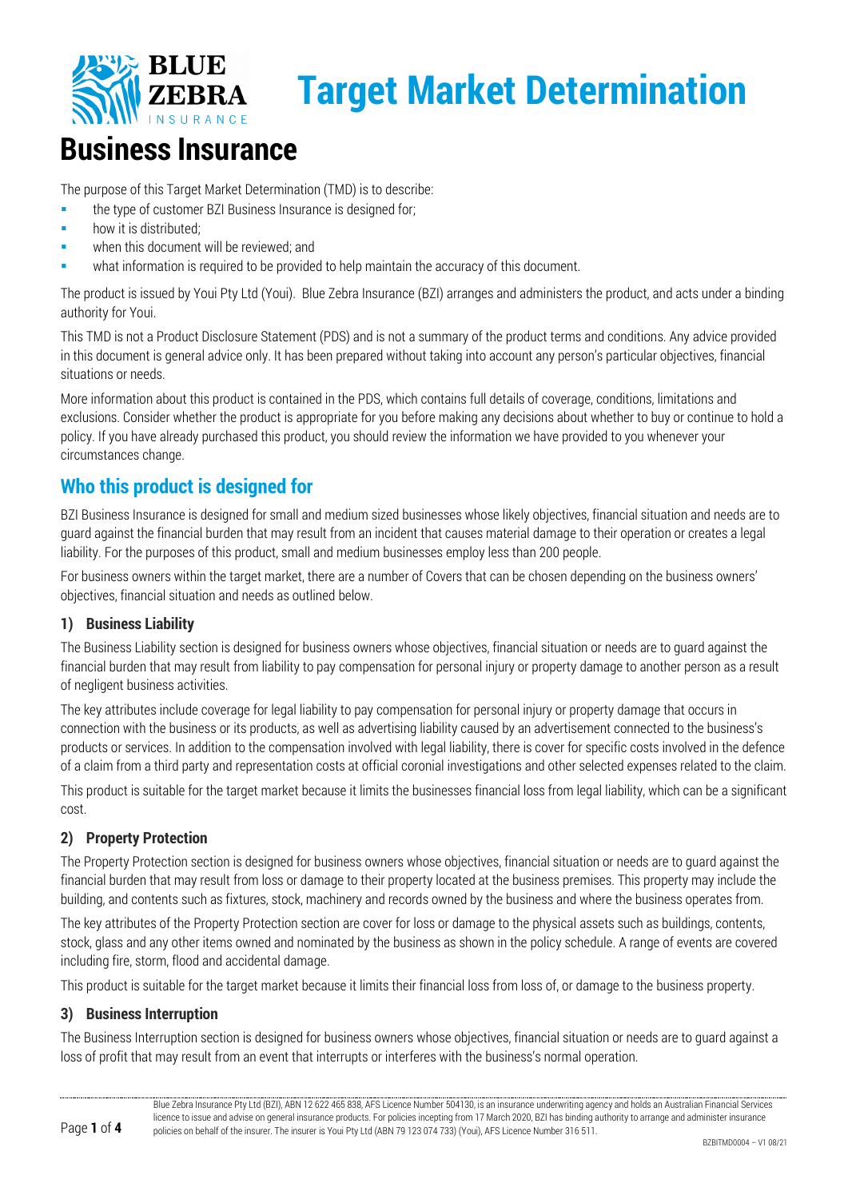# Target Market Determination

# Business Insurance

The purpose of this Target Market Determination (TMD) is to describe:

- the type of customer BZI Business Insurance is designed for;
- how it is distributed;
- when this document will be reviewed; and
- what information is required to be provided to help maintain the accuracy of this document.

The product is issued by Youi Pty Ltd (Youi). Blue Zebra Insurance (BZI) arranges and administers the product, and acts under a binding authority for Youi.

This TMD is not a Product Disclosure Statement (PDS) and is not a summary of the product terms and conditions. Any advice provided in this document is general advice only. It has been prepared without taking into account any person's particular objectives, financial situations or needs.

More information about this product is contained in the PDS, which contains full details of coverage, conditions, limitations and exclusions. Consider whether the product is appropriate for you before making any decisions about whether to buy or continue to hold a policy. If you have already purchased this product, you should review the information we have provided to you whenever your circumstances change.

## Who this product is designed for

BZI Business Insurance is designed for small and medium sized businesses whose likely objectives, financial situation and needs are to guard against the financial burden that may result from an incident that causes material damage to their operation or creates a legal liability. For the purposes of this product, small and medium businesses employ less than 200 people.

For business owners within the target market, there are a number of Covers that can be chosen depending on the business owners' objectives, financial situation and needs as outlined below.

### 1) Business Liability

The Business Liability section is designed for business owners whose objectives, financial situation or needs are to guard against the financial burden that may result from liability to pay compensation for personal injury or property damage to another person as a result of negligent business activities.

The key attributes include coverage for legal liability to pay compensation for personal injury or property damage that occurs in connection with the business or its products, as well as advertising liability caused by an advertisement connected to the business's products or services. In addition to the compensation involved with legal liability, there is cover for specific costs involved in the defence of a claim from a third party and representation costs at official coronial investigations and other selected expenses related to the claim.

This product is suitable for the target market because it limits the businesses financial loss from legal liability, which can be a significant cost.

### 2) Property Protection

The Property Protection section is designed for business owners whose objectives, financial situation or needs are to guard against the financial burden that may result from loss or damage to their property located at the business premises. This property may include the building, and contents such as fixtures, stock, machinery and records owned by the business and where the business operates from.

The key attributes of the Property Protection section are cover for loss or damage to the physical assets such as buildings, contents, stock, glass and any other items owned and nominated by the business as shown in the policy schedule. A range of events are covered including fire, storm, flood and accidental damage.

This product is suitable for the target market because it limits their financial loss from loss of, or damage to the business property.

### 3) Business Interruption

The Business Interruption section is designed for business owners whose objectives, financial situation or needs are to guard against a loss of profit that may result from an event that interrupts or interferes with the business's normal operation.

Blue Zebra Insurance Pty Ltd (BZI), ABN 12 622 465 838, AFS Licence Number 504130, is an insurance underwriting agency and holds an Australian Financial Services licence to issue and advise on general insurance products. For policies incepting from 17 March 2020, BZI has binding authority to arrange and administer insurance policies on behalf of the insurer. The insurer is Youi Pty Ltd (ABN 79 123 074 733) (Youi), AFS Licence Number 316 511.

BZBITMD0004 – V1 08/21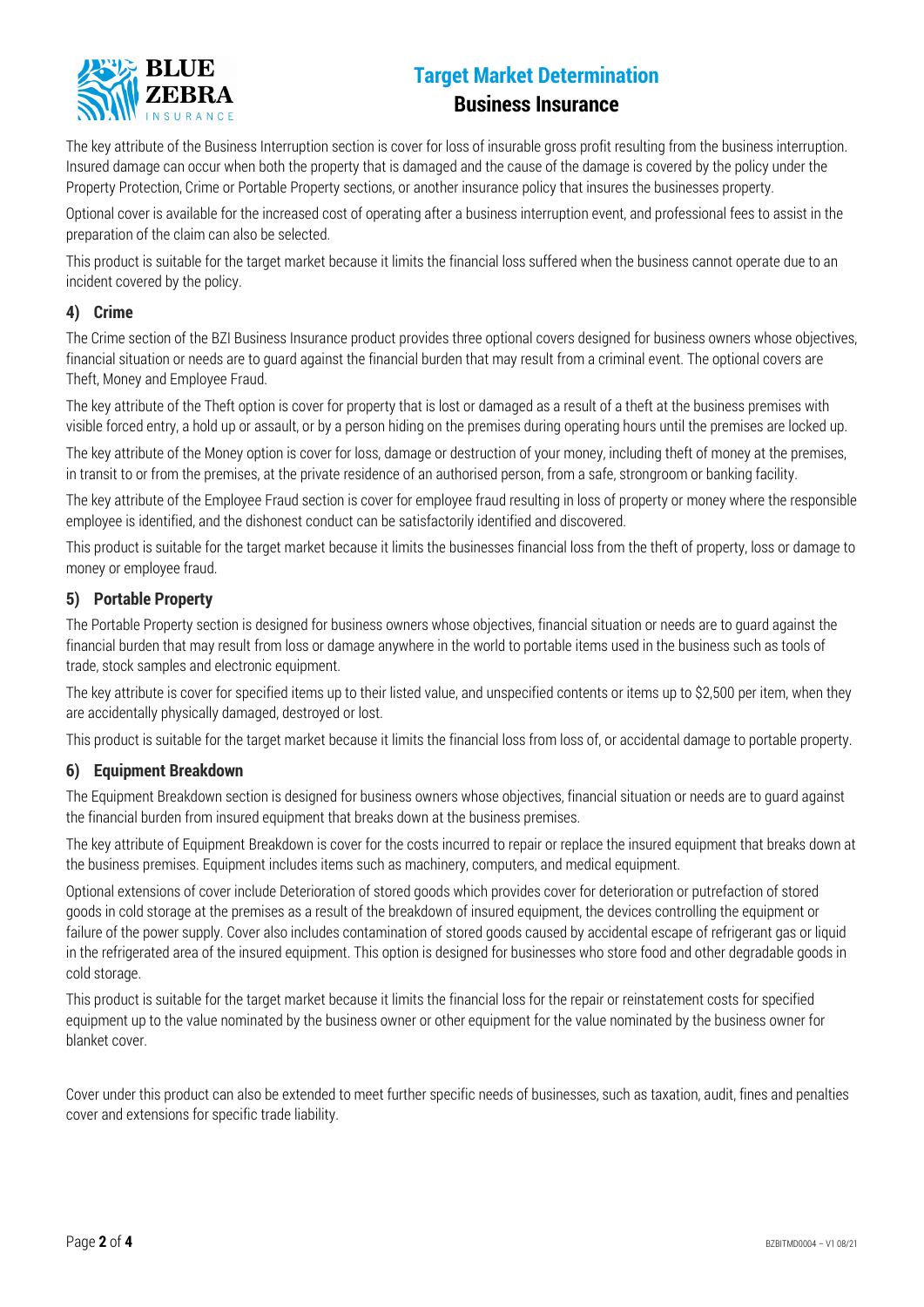The key attribute of the Business Interruption section is cover for loss of insurable gross profit resulting from the business interruption. Insured damage can occur when both the property that is damaged and the cause of the damage is covered by the policy under the Property Protection, Crime or Portable Property sections, or another insurance policy that insures the businesses property.

Optional cover is available for the increased cost of operating after a business interruption event, and professional fees to assist in the preparation of the claim can also be selected.

This product is suitable for the target market because it limits the financial loss suffered when the business cannot operate due to an incident covered by the policy.

### 4) Crime

The Crime section of the BZI Business Insurance product provides three optional covers designed for business owners whose objectives, financial situation or needs are to guard against the financial burden that may result from a criminal event. The optional covers are Theft, Money and Employee Fraud.

The key attribute of the Theft option is cover for property that is lost or damaged as a result of a theft at the business premises with visible forced entry, a hold up or assault, or by a person hiding on the premises during operating hours until the premises are locked up.

The key attribute of the Money option is cover for loss, damage or destruction of your money, including theft of money at the premises, in transit to or from the premises, at the private residence of an authorised person, from a safe, strongroom or banking facility.

The key attribute of the Employee Fraud section is cover for employee fraud resulting in loss of property or money where the responsible employee is identified, and the dishonest conduct can be satisfactorily identified and discovered.

This product is suitable for the target market because it limits the businesses financial loss from the theft of property, loss or damage to money or employee fraud.

### 5) Portable Property

The Portable Property section is designed for business owners whose objectives, financial situation or needs are to guard against the financial burden that may result from loss or damage anywhere in the world to portable items used in the business such as tools of trade, stock samples and electronic equipment.

The key attribute is cover for specified items up to their listed value, and unspecified contents or items up to $2,500 per item, when they are accidentally physically damaged, destroyed or lost.

This product is suitable for the target market because it limits the financial loss from loss of, or accidental damage to portable property.

### 6) Equipment Breakdown

The Equipment Breakdown section is designed for business owners whose objectives, financial situation or needs are to guard against the financial burden from insured equipment that breaks down at the business premises.

The key attribute of Equipment Breakdown is cover for the costs incurred to repair or replace the insured equipment that breaks down at the business premises. Equipment includes items such as machinery, computers, and medical equipment.

Optional extensions of cover include Deterioration of stored goods which provides cover for deterioration or putrefaction of stored goods in cold storage at the premises as a result of the breakdown of insured equipment, the devices controlling the equipment or failure of the power supply. Cover also includes contamination of stored goods caused by accidental escape of refrigerant gas or liquid in the refrigerated area of the insured equipment. This option is designed for businesses who store food and other degradable goods in cold storage.

This product is suitable for the target market because it limits the financial loss for the repair or reinstatement costs for specified equipment up to the value nominated by the business owner or other equipment for the value nominated by the business owner for blanket cover.

Cover under this product can also be extended to meet further specific needs of businesses, such as taxation, audit, fines and penalties cover and extensions for specific trade liability.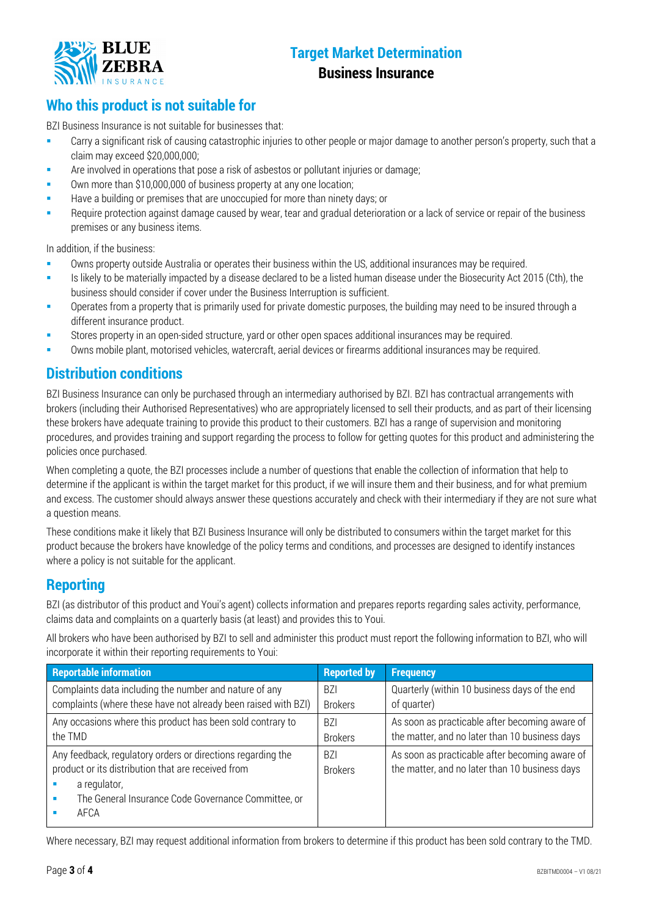# Who this product is not suitable for

BZI Business Insurance is not suitable for businesses that:

- Carry a significant risk of causing catastrophic injuries to other people or major damage to another person's property, such that a claim may exceed $20,000,000;
- Are involved in operations that pose a risk of asbestos or pollutant injuries or damage;
- Own more than $10,000,000 of business property at any one location;
- Have a building or premises that are unoccupied for more than ninety days; or
- Require protection against damage caused by wear, tear and gradual deterioration or a lack of service or repair of the business premises or any business items.

In addition, if the business:

- Owns property outside Australia or operates their business within the US, additional insurances may be required.
- Is likely to be materially impacted by a disease declared to be a listed human disease under the Biosecurity Act 2015 (Cth), the business should consider if cover under the Business Interruption is sufficient.
- Operates from a property that is primarily used for private domestic purposes, the building may need to be insured through a different insurance product.
- Stores property in an open-sided structure, yard or other open spaces additional insurances may be required.
- Owns mobile plant, motorised vehicles, watercraft, aerial devices or firearms additional insurances may be required.

# Distribution conditions

BZI Business Insurance can only be purchased through an intermediary authorised by BZI. BZI has contractual arrangements with brokers (including their Authorised Representatives) who are appropriately licensed to sell their products, and as part of their licensing these brokers have adequate training to provide this product to their customers. BZI has a range of supervision and monitoring procedures, and provides training and support regarding the process to follow for getting quotes for this product and administering the policies once purchased.

When completing a quote, the BZI processes include a number of questions that enable the collection of information that help to determine if the applicant is within the target market for this product, if we will insure them and their business, and for what premium and excess. The customer should always answer these questions accurately and check with their intermediary if they are not sure what a question means.

These conditions make it likely that BZI Business Insurance will only be distributed to consumers within the target market for this product because the brokers have knowledge of the policy terms and conditions, and processes are designed to identify instances where a policy is not suitable for the applicant.

# Reporting

BZI (as distributor of this product and Youi's agent) collects information and prepares reports regarding sales activity, performance, claims data and complaints on a quarterly basis (at least) and provides this to Youi.

All brokers who have been authorised by BZI to sell and administer this product must report the following information to BZI, who will incorporate it within their reporting requirements to Youi:

| Reportable information | Reported by | Frequency |
|---|---|---|
| Complaints data including the number and nature of any complaints (where these have not already been raised with BZI) | BZI<br>Brokers | Quarterly (within 10 business days of the end of quarter) |
| Any occasions where this product has been sold contrary to the TMD | BZI<br>Brokers | As soon as practicable after becoming aware of the matter, and no later than 10 business days |
| Any feedback, regulatory orders or directions regarding the product or its distribution that are received from<br>- a regulator,<br>- The General Insurance Code Governance Committee, or<br>- AFCA | BZI<br>Brokers | As soon as practicable after becoming aware of the matter, and no later than 10 business days |

Where necessary, BZI may request additional information from brokers to determine if this product has been sold contrary to the TMD.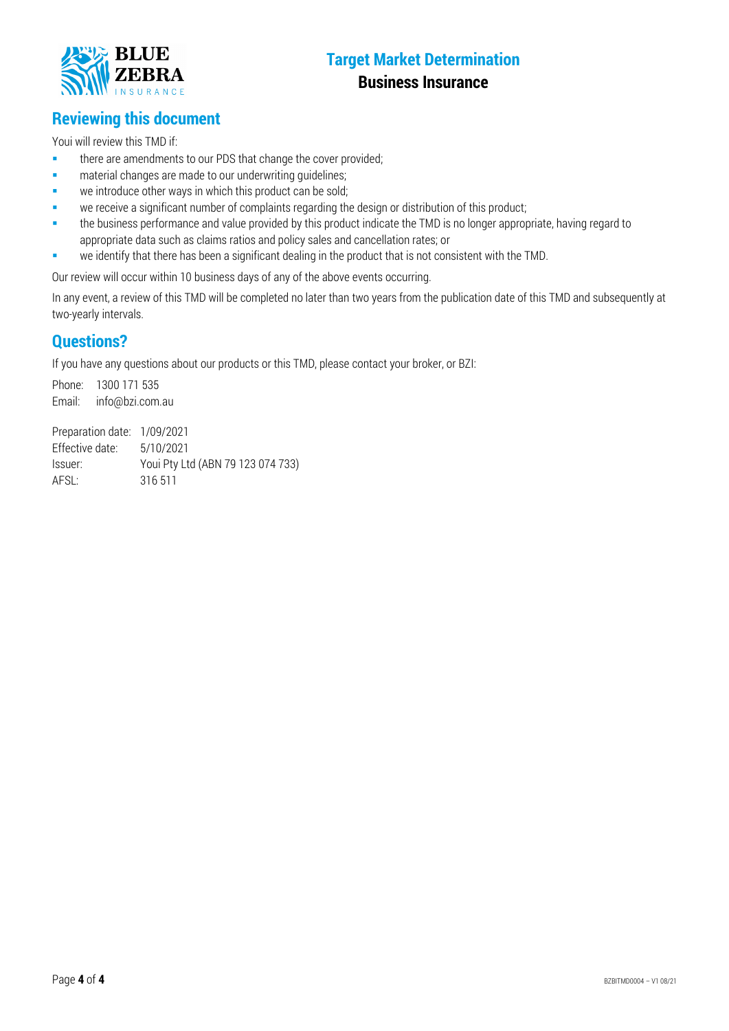## Reviewing this document

Youi will review this TMD if:

- there are amendments to our PDS that change the cover provided;
- material changes are made to our underwriting guidelines;
- we introduce other ways in which this product can be sold;
- we receive a significant number of complaints regarding the design or distribution of this product;
- the business performance and value provided by this product indicate the TMD is no longer appropriate, having regard to appropriate data such as claims ratios and policy sales and cancellation rates; or
- we identify that there has been a significant dealing in the product that is not consistent with the TMD.

Our review will occur within 10 business days of any of the above events occurring.

In any event, a review of this TMD will be completed no later than two years from the publication date of this TMD and subsequently at two-yearly intervals.

## Questions?

If you have any questions about our products or this TMD, please contact your broker, or BZI:

Phone: 1300 171 535
Email: info@bzi.com.au

| | |
|---|---|
| Preparation date: | 1/09/2021 |
| Effective date: | 5/10/2021 |
| Issuer: | Youi Pty Ltd (ABN 79 123 074 733) |
| AFSL: | 316 511 |